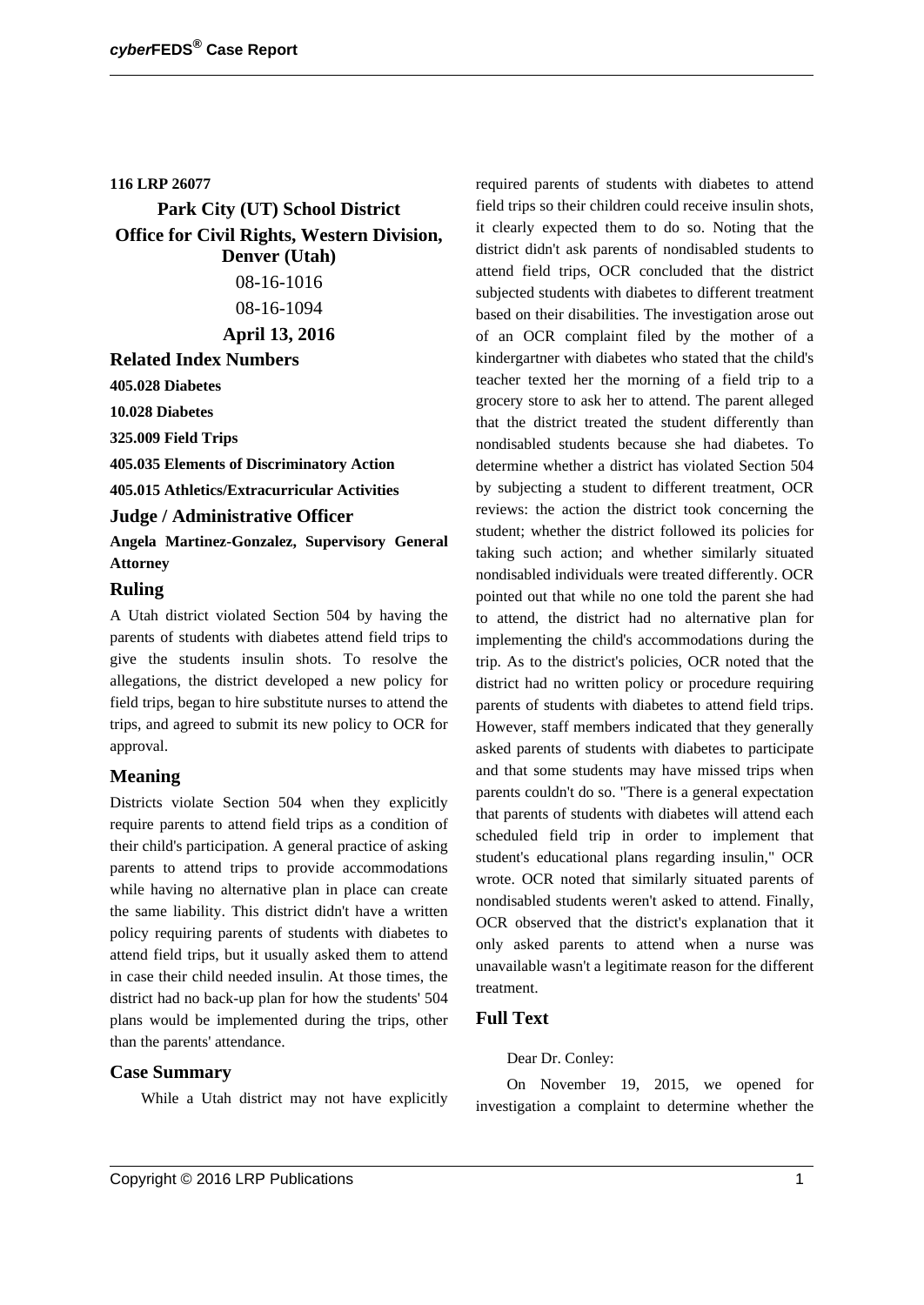**116 LRP 26077**

## Park City (UT) School District
## Office for Civil Rights, Western Division, Denver (Utah)

08-16-1016

08-16-1094

**April 13, 2016**

### Related Index Numbers

**405.028 Diabetes**

**10.028 Diabetes**

**325.009 Field Trips**

**405.035 Elements of Discriminatory Action**

**405.015 Athletics/Extracurricular Activities**

### Judge / Administrative Officer

**Angela Martinez-Gonzalez, Supervisory General Attorney**

### Ruling

A Utah district violated Section 504 by having the parents of students with diabetes attend field trips to give the students insulin shots. To resolve the allegations, the district developed a new policy for field trips, began to hire substitute nurses to attend the trips, and agreed to submit its new policy to OCR for approval.

### Meaning

Districts violate Section 504 when they explicitly require parents to attend field trips as a condition of their child's participation. A general practice of asking parents to attend trips to provide accommodations while having no alternative plan in place can create the same liability. This district didn't have a written policy requiring parents of students with diabetes to attend field trips, but it usually asked them to attend in case their child needed insulin. At those times, the district had no back-up plan for how the students' 504 plans would be implemented during the trips, other than the parents' attendance.

### Case Summary

While a Utah district may not have explicitly required parents of students with diabetes to attend field trips so their children could receive insulin shots, it clearly expected them to do so. Noting that the district didn't ask parents of nondisabled students to attend field trips, OCR concluded that the district subjected students with diabetes to different treatment based on their disabilities. The investigation arose out of an OCR complaint filed by the mother of a kindergartner with diabetes who stated that the child's teacher texted her the morning of a field trip to a grocery store to ask her to attend. The parent alleged that the district treated the student differently than nondisabled students because she had diabetes. To determine whether a district has violated Section 504 by subjecting a student to different treatment, OCR reviews: the action the district took concerning the student; whether the district followed its policies for taking such action; and whether similarly situated nondisabled individuals were treated differently. OCR pointed out that while no one told the parent she had to attend, the district had no alternative plan for implementing the child's accommodations during the trip. As to the district's policies, OCR noted that the district had no written policy or procedure requiring parents of students with diabetes to attend field trips. However, staff members indicated that they generally asked parents of students with diabetes to participate and that some students may have missed trips when parents couldn't do so. "There is a general expectation that parents of students with diabetes will attend each scheduled field trip in order to implement that student's educational plans regarding insulin," OCR wrote. OCR noted that similarly situated parents of nondisabled students weren't asked to attend. Finally, OCR observed that the district's explanation that it only asked parents to attend when a nurse was unavailable wasn't a legitimate reason for the different treatment.

### Full Text

Dear Dr. Conley:

On November 19, 2015, we opened for investigation a complaint to determine whether the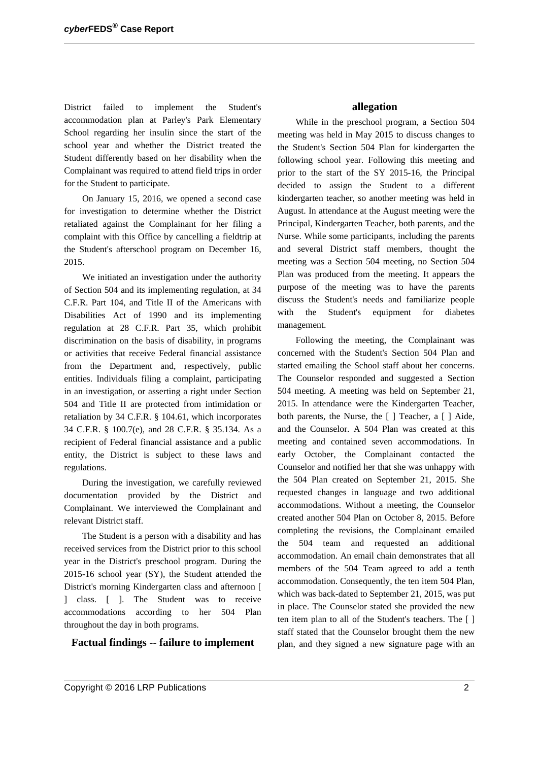District failed to implement the Student's accommodation plan at Parley's Park Elementary School regarding her insulin since the start of the school year and whether the District treated the Student differently based on her disability when the Complainant was required to attend field trips in order for the Student to participate.

On January 15, 2016, we opened a second case for investigation to determine whether the District retaliated against the Complainant for her filing a complaint with this Office by cancelling a fieldtrip at the Student's afterschool program on December 16, 2015.

We initiated an investigation under the authority of Section 504 and its implementing regulation, at 34 C.F.R. Part 104, and Title II of the Americans with Disabilities Act of 1990 and its implementing regulation at 28 C.F.R. Part 35, which prohibit discrimination on the basis of disability, in programs or activities that receive Federal financial assistance from the Department and, respectively, public entities. Individuals filing a complaint, participating in an investigation, or asserting a right under Section 504 and Title II are protected from intimidation or retaliation by 34 C.F.R. § 104.61, which incorporates 34 C.F.R. § 100.7(e), and 28 C.F.R. § 35.134. As a recipient of Federal financial assistance and a public entity, the District is subject to these laws and regulations.

During the investigation, we carefully reviewed documentation provided by the District and Complainant. We interviewed the Complainant and relevant District staff.

The Student is a person with a disability and has received services from the District prior to this school year in the District's preschool program. During the 2015-16 school year (SY), the Student attended the District's morning Kindergarten class and afternoon [ ] class. [ ]. The Student was to receive accommodations according to her 504 Plan throughout the day in both programs.

## Factual findings -- failure to implement allegation

While in the preschool program, a Section 504 meeting was held in May 2015 to discuss changes to the Student's Section 504 Plan for kindergarten the following school year. Following this meeting and prior to the start of the SY 2015-16, the Principal decided to assign the Student to a different kindergarten teacher, so another meeting was held in August. In attendance at the August meeting were the Principal, Kindergarten Teacher, both parents, and the Nurse. While some participants, including the parents and several District staff members, thought the meeting was a Section 504 meeting, no Section 504 Plan was produced from the meeting. It appears the purpose of the meeting was to have the parents discuss the Student's needs and familiarize people with the Student's equipment for diabetes management.

Following the meeting, the Complainant was concerned with the Student's Section 504 Plan and started emailing the School staff about her concerns. The Counselor responded and suggested a Section 504 meeting. A meeting was held on September 21, 2015. In attendance were the Kindergarten Teacher, both parents, the Nurse, the [ ] Teacher, a [ ] Aide, and the Counselor. A 504 Plan was created at this meeting and contained seven accommodations. In early October, the Complainant contacted the Counselor and notified her that she was unhappy with the 504 Plan created on September 21, 2015. She requested changes in language and two additional accommodations. Without a meeting, the Counselor created another 504 Plan on October 8, 2015. Before completing the revisions, the Complainant emailed the 504 team and requested an additional accommodation. An email chain demonstrates that all members of the 504 Team agreed to add a tenth accommodation. Consequently, the ten item 504 Plan, which was back-dated to September 21, 2015, was put in place. The Counselor stated she provided the new ten item plan to all of the Student's teachers. The [ ] staff stated that the Counselor brought them the new plan, and they signed a new signature page with an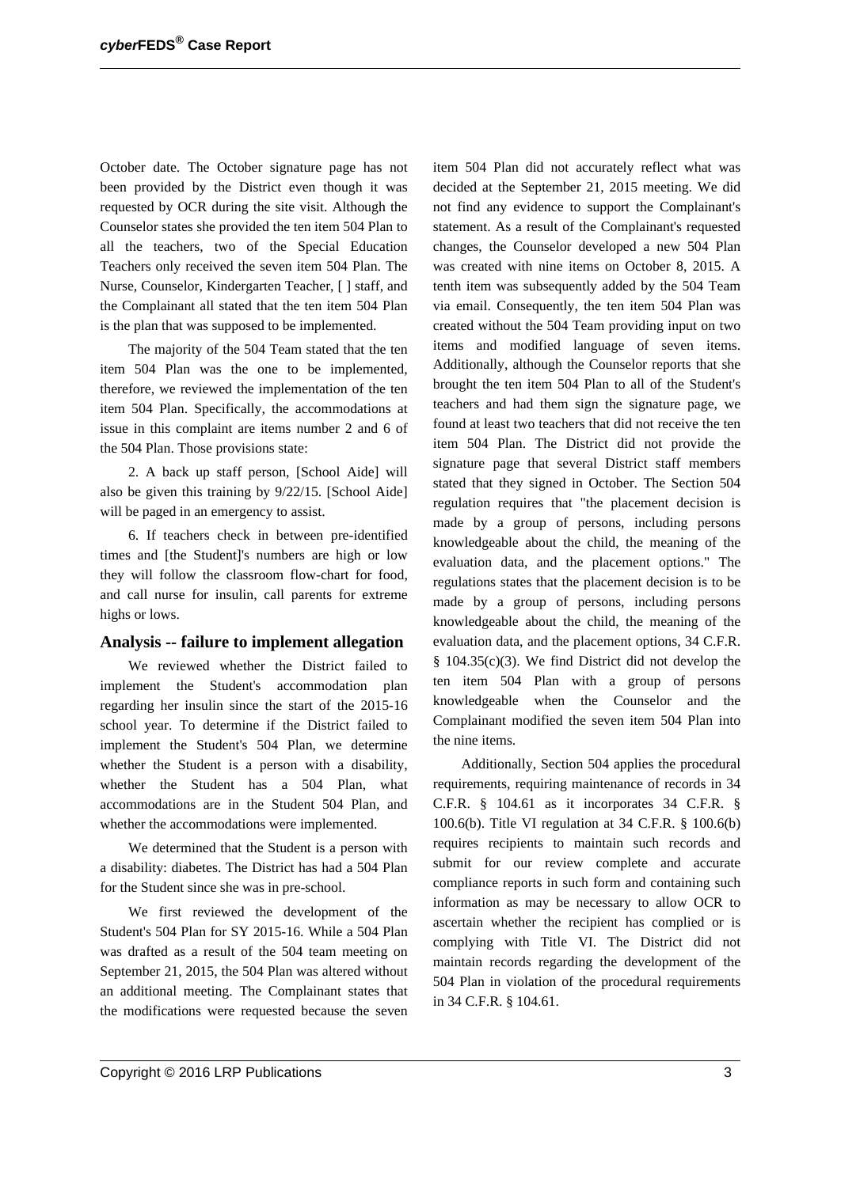October date. The October signature page has not been provided by the District even though it was requested by OCR during the site visit. Although the Counselor states she provided the ten item 504 Plan to all the teachers, two of the Special Education Teachers only received the seven item 504 Plan. The Nurse, Counselor, Kindergarten Teacher, [ ] staff, and the Complainant all stated that the ten item 504 Plan is the plan that was supposed to be implemented.

The majority of the 504 Team stated that the ten item 504 Plan was the one to be implemented, therefore, we reviewed the implementation of the ten item 504 Plan. Specifically, the accommodations at issue in this complaint are items number 2 and 6 of the 504 Plan. Those provisions state:

2. A back up staff person, [School Aide] will also be given this training by 9/22/15. [School Aide] will be paged in an emergency to assist.

6. If teachers check in between pre-identified times and [the Student]'s numbers are high or low they will follow the classroom flow-chart for food, and call nurse for insulin, call parents for extreme highs or lows.

## Analysis -- failure to implement allegation

We reviewed whether the District failed to implement the Student's accommodation plan regarding her insulin since the start of the 2015-16 school year. To determine if the District failed to implement the Student's 504 Plan, we determine whether the Student is a person with a disability, whether the Student has a 504 Plan, what accommodations are in the Student 504 Plan, and whether the accommodations were implemented.

We determined that the Student is a person with a disability: diabetes. The District has had a 504 Plan for the Student since she was in pre-school.

We first reviewed the development of the Student's 504 Plan for SY 2015-16. While a 504 Plan was drafted as a result of the 504 team meeting on September 21, 2015, the 504 Plan was altered without an additional meeting. The Complainant states that the modifications were requested because the seven item 504 Plan did not accurately reflect what was decided at the September 21, 2015 meeting. We did not find any evidence to support the Complainant's statement. As a result of the Complainant's requested changes, the Counselor developed a new 504 Plan was created with nine items on October 8, 2015. A tenth item was subsequently added by the 504 Team via email. Consequently, the ten item 504 Plan was created without the 504 Team providing input on two items and modified language of seven items. Additionally, although the Counselor reports that she brought the ten item 504 Plan to all of the Student's teachers and had them sign the signature page, we found at least two teachers that did not receive the ten item 504 Plan. The District did not provide the signature page that several District staff members stated that they signed in October. The Section 504 regulation requires that "the placement decision is made by a group of persons, including persons knowledgeable about the child, the meaning of the evaluation data, and the placement options." The regulations states that the placement decision is to be made by a group of persons, including persons knowledgeable about the child, the meaning of the evaluation data, and the placement options, 34 C.F.R. § 104.35(c)(3). We find District did not develop the ten item 504 Plan with a group of persons knowledgeable when the Counselor and the Complainant modified the seven item 504 Plan into the nine items.

Additionally, Section 504 applies the procedural requirements, requiring maintenance of records in 34 C.F.R. § 104.61 as it incorporates 34 C.F.R. § 100.6(b). Title VI regulation at 34 C.F.R. § 100.6(b) requires recipients to maintain such records and submit for our review complete and accurate compliance reports in such form and containing such information as may be necessary to allow OCR to ascertain whether the recipient has complied or is complying with Title VI. The District did not maintain records regarding the development of the 504 Plan in violation of the procedural requirements in 34 C.F.R. § 104.61.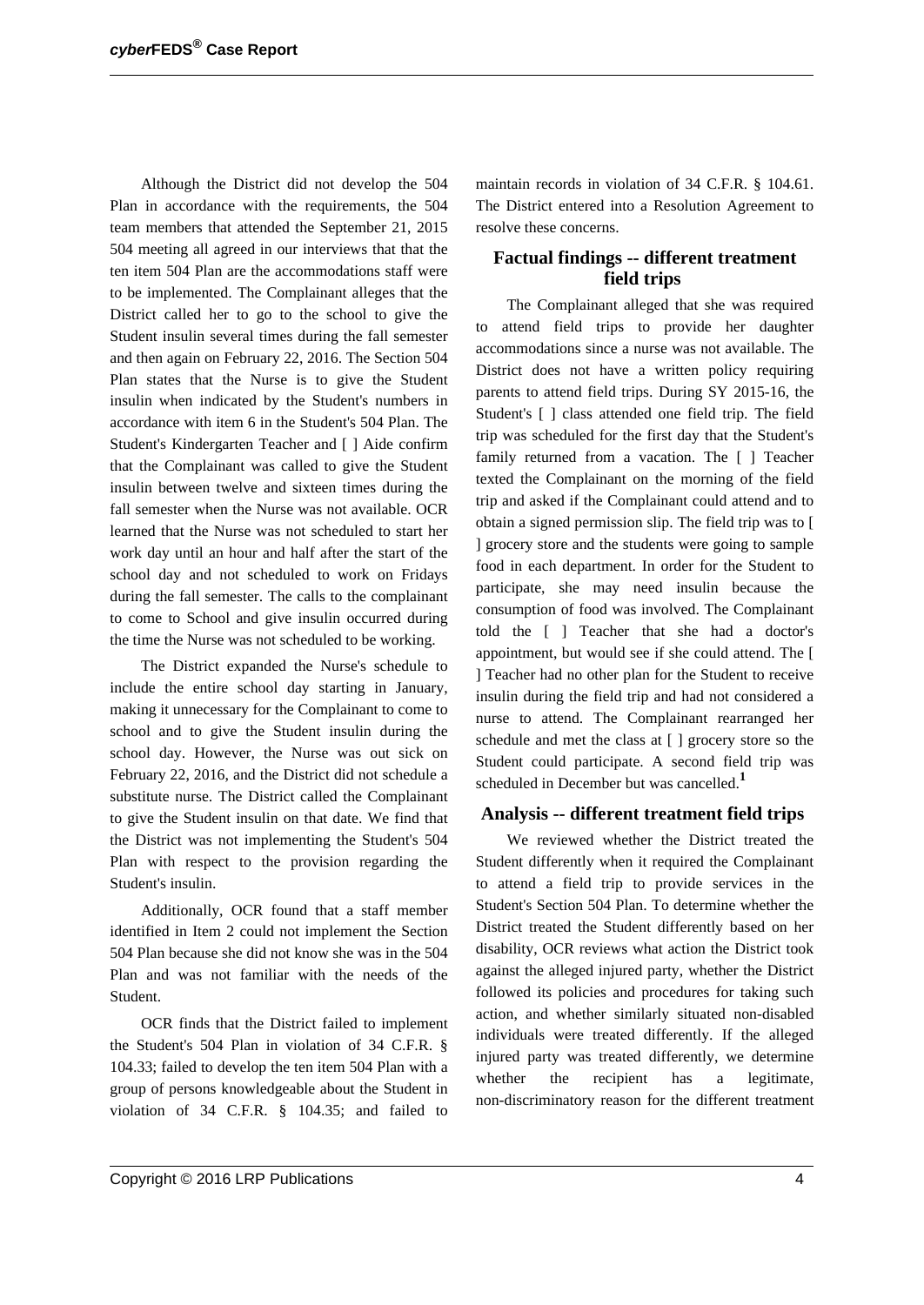Although the District did not develop the 504 Plan in accordance with the requirements, the 504 team members that attended the September 21, 2015 504 meeting all agreed in our interviews that that the ten item 504 Plan are the accommodations staff were to be implemented. The Complainant alleges that the District called her to go to the school to give the Student insulin several times during the fall semester and then again on February 22, 2016. The Section 504 Plan states that the Nurse is to give the Student insulin when indicated by the Student's numbers in accordance with item 6 in the Student's 504 Plan. The Student's Kindergarten Teacher and [ ] Aide confirm that the Complainant was called to give the Student insulin between twelve and sixteen times during the fall semester when the Nurse was not available. OCR learned that the Nurse was not scheduled to start her work day until an hour and half after the start of the school day and not scheduled to work on Fridays during the fall semester. The calls to the complainant to come to School and give insulin occurred during the time the Nurse was not scheduled to be working.

The District expanded the Nurse's schedule to include the entire school day starting in January, making it unnecessary for the Complainant to come to school and to give the Student insulin during the school day. However, the Nurse was out sick on February 22, 2016, and the District did not schedule a substitute nurse. The District called the Complainant to give the Student insulin on that date. We find that the District was not implementing the Student's 504 Plan with respect to the provision regarding the Student's insulin.

Additionally, OCR found that a staff member identified in Item 2 could not implement the Section 504 Plan because she did not know she was in the 504 Plan and was not familiar with the needs of the Student.

OCR finds that the District failed to implement the Student's 504 Plan in violation of 34 C.F.R. § 104.33; failed to develop the ten item 504 Plan with a group of persons knowledgeable about the Student in violation of 34 C.F.R. § 104.35; and failed to maintain records in violation of 34 C.F.R. § 104.61. The District entered into a Resolution Agreement to resolve these concerns.

## Factual findings -- different treatment field trips

The Complainant alleged that she was required to attend field trips to provide her daughter accommodations since a nurse was not available. The District does not have a written policy requiring parents to attend field trips. During SY 2015-16, the Student's [ ] class attended one field trip. The field trip was scheduled for the first day that the Student's family returned from a vacation. The [ ] Teacher texted the Complainant on the morning of the field trip and asked if the Complainant could attend and to obtain a signed permission slip. The field trip was to [ ] grocery store and the students were going to sample food in each department. In order for the Student to participate, she may need insulin because the consumption of food was involved. The Complainant told the [ ] Teacher that she had a doctor's appointment, but would see if she could attend. The [ ] Teacher had no other plan for the Student to receive insulin during the field trip and had not considered a nurse to attend. The Complainant rearranged her schedule and met the class at [ ] grocery store so the Student could participate. A second field trip was scheduled in December but was cancelled.[1]

## Analysis -- different treatment field trips

We reviewed whether the District treated the Student differently when it required the Complainant to attend a field trip to provide services in the Student's Section 504 Plan. To determine whether the District treated the Student differently based on her disability, OCR reviews what action the District took against the alleged injured party, whether the District followed its policies and procedures for taking such action, and whether similarly situated non-disabled individuals were treated differently. If the alleged injured party was treated differently, we determine whether the recipient has a legitimate, non-discriminatory reason for the different treatment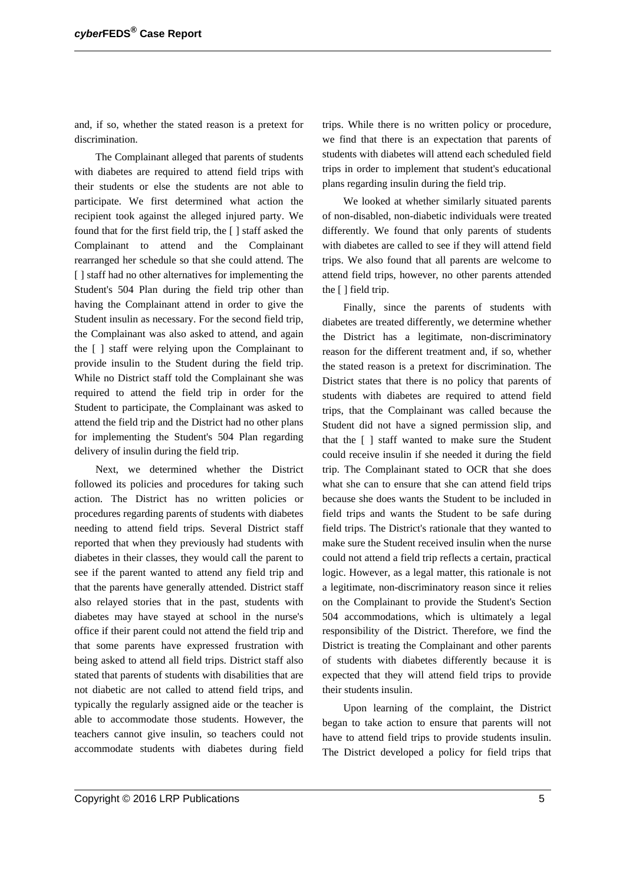and, if so, whether the stated reason is a pretext for discrimination.

The Complainant alleged that parents of students with diabetes are required to attend field trips with their students or else the students are not able to participate. We first determined what action the recipient took against the alleged injured party. We found that for the first field trip, the [ ] staff asked the Complainant to attend and the Complainant rearranged her schedule so that she could attend. The [ ] staff had no other alternatives for implementing the Student's 504 Plan during the field trip other than having the Complainant attend in order to give the Student insulin as necessary. For the second field trip, the Complainant was also asked to attend, and again the [ ] staff were relying upon the Complainant to provide insulin to the Student during the field trip. While no District staff told the Complainant she was required to attend the field trip in order for the Student to participate, the Complainant was asked to attend the field trip and the District had no other plans for implementing the Student's 504 Plan regarding delivery of insulin during the field trip.

Next, we determined whether the District followed its policies and procedures for taking such action. The District has no written policies or procedures regarding parents of students with diabetes needing to attend field trips. Several District staff reported that when they previously had students with diabetes in their classes, they would call the parent to see if the parent wanted to attend any field trip and that the parents have generally attended. District staff also relayed stories that in the past, students with diabetes may have stayed at school in the nurse's office if their parent could not attend the field trip and that some parents have expressed frustration with being asked to attend all field trips. District staff also stated that parents of students with disabilities that are not diabetic are not called to attend field trips, and typically the regularly assigned aide or the teacher is able to accommodate those students. However, the teachers cannot give insulin, so teachers could not accommodate students with diabetes during field trips. While there is no written policy or procedure, we find that there is an expectation that parents of students with diabetes will attend each scheduled field trips in order to implement that student's educational plans regarding insulin during the field trip.

We looked at whether similarly situated parents of non-disabled, non-diabetic individuals were treated differently. We found that only parents of students with diabetes are called to see if they will attend field trips. We also found that all parents are welcome to attend field trips, however, no other parents attended the [ ] field trip.

Finally, since the parents of students with diabetes are treated differently, we determine whether the District has a legitimate, non-discriminatory reason for the different treatment and, if so, whether the stated reason is a pretext for discrimination. The District states that there is no policy that parents of students with diabetes are required to attend field trips, that the Complainant was called because the Student did not have a signed permission slip, and that the [ ] staff wanted to make sure the Student could receive insulin if she needed it during the field trip. The Complainant stated to OCR that she does what she can to ensure that she can attend field trips because she does wants the Student to be included in field trips and wants the Student to be safe during field trips. The District's rationale that they wanted to make sure the Student received insulin when the nurse could not attend a field trip reflects a certain, practical logic. However, as a legal matter, this rationale is not a legitimate, non-discriminatory reason since it relies on the Complainant to provide the Student's Section 504 accommodations, which is ultimately a legal responsibility of the District. Therefore, we find the District is treating the Complainant and other parents of students with diabetes differently because it is expected that they will attend field trips to provide their students insulin.

Upon learning of the complaint, the District began to take action to ensure that parents will not have to attend field trips to provide students insulin. The District developed a policy for field trips that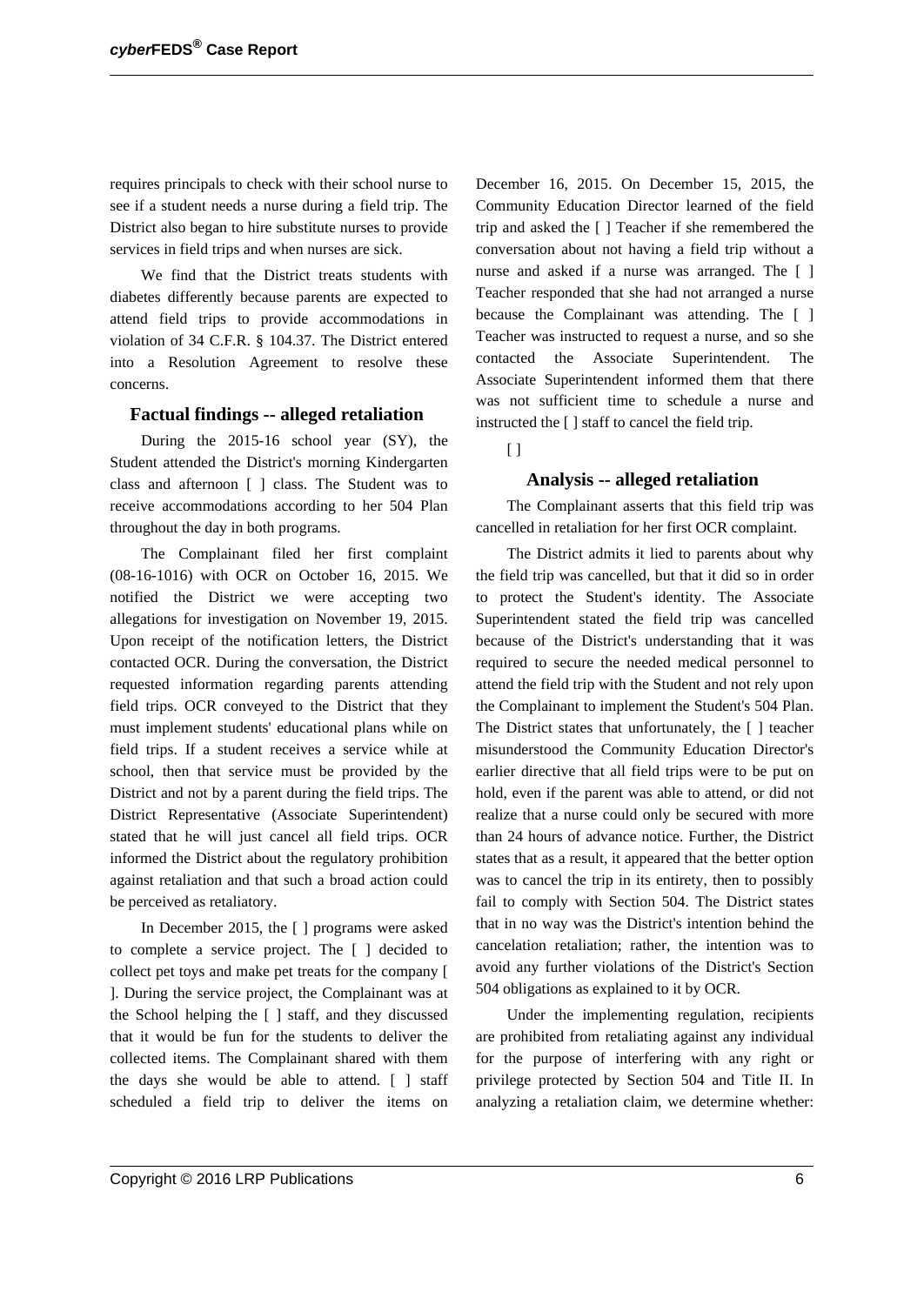requires principals to check with their school nurse to see if a student needs a nurse during a field trip. The District also began to hire substitute nurses to provide services in field trips and when nurses are sick.

We find that the District treats students with diabetes differently because parents are expected to attend field trips to provide accommodations in violation of 34 C.F.R. § 104.37. The District entered into a Resolution Agreement to resolve these concerns.

### Factual findings -- alleged retaliation

During the 2015-16 school year (SY), the Student attended the District's morning Kindergarten class and afternoon [ ] class. The Student was to receive accommodations according to her 504 Plan throughout the day in both programs.

The Complainant filed her first complaint (08-16-1016) with OCR on October 16, 2015. We notified the District we were accepting two allegations for investigation on November 19, 2015. Upon receipt of the notification letters, the District contacted OCR. During the conversation, the District requested information regarding parents attending field trips. OCR conveyed to the District that they must implement students' educational plans while on field trips. If a student receives a service while at school, then that service must be provided by the District and not by a parent during the field trips. The District Representative (Associate Superintendent) stated that he will just cancel all field trips. OCR informed the District about the regulatory prohibition against retaliation and that such a broad action could be perceived as retaliatory.

In December 2015, the [ ] programs were asked to complete a service project. The [ ] decided to collect pet toys and make pet treats for the company [ ]. During the service project, the Complainant was at the School helping the [ ] staff, and they discussed that it would be fun for the students to deliver the collected items. The Complainant shared with them the days she would be able to attend. [ ] staff scheduled a field trip to deliver the items on December 16, 2015. On December 15, 2015, the Community Education Director learned of the field trip and asked the [ ] Teacher if she remembered the conversation about not having a field trip without a nurse and asked if a nurse was arranged. The [ ] Teacher responded that she had not arranged a nurse because the Complainant was attending. The [ ] Teacher was instructed to request a nurse, and so she contacted the Associate Superintendent. The Associate Superintendent informed them that there was not sufficient time to schedule a nurse and instructed the [ ] staff to cancel the field trip.

[ ]

### Analysis -- alleged retaliation

The Complainant asserts that this field trip was cancelled in retaliation for her first OCR complaint.

The District admits it lied to parents about why the field trip was cancelled, but that it did so in order to protect the Student's identity. The Associate Superintendent stated the field trip was cancelled because of the District's understanding that it was required to secure the needed medical personnel to attend the field trip with the Student and not rely upon the Complainant to implement the Student's 504 Plan. The District states that unfortunately, the [ ] teacher misunderstood the Community Education Director's earlier directive that all field trips were to be put on hold, even if the parent was able to attend, or did not realize that a nurse could only be secured with more than 24 hours of advance notice. Further, the District states that as a result, it appeared that the better option was to cancel the trip in its entirety, then to possibly fail to comply with Section 504. The District states that in no way was the District's intention behind the cancelation retaliation; rather, the intention was to avoid any further violations of the District's Section 504 obligations as explained to it by OCR.

Under the implementing regulation, recipients are prohibited from retaliating against any individual for the purpose of interfering with any right or privilege protected by Section 504 and Title II. In analyzing a retaliation claim, we determine whether: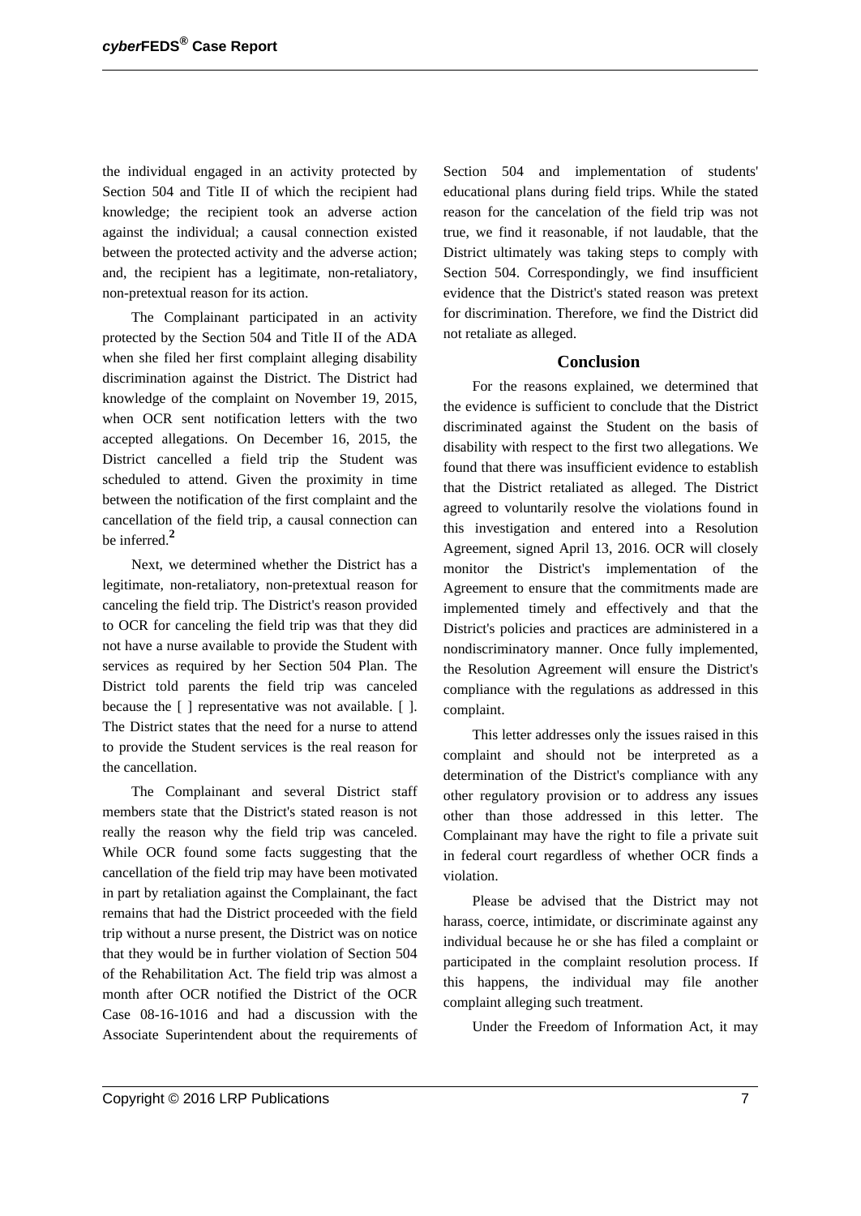the individual engaged in an activity protected by Section 504 and Title II of which the recipient had knowledge; the recipient took an adverse action against the individual; a causal connection existed between the protected activity and the adverse action; and, the recipient has a legitimate, non-retaliatory, non-pretextual reason for its action.

The Complainant participated in an activity protected by the Section 504 and Title II of the ADA when she filed her first complaint alleging disability discrimination against the District. The District had knowledge of the complaint on November 19, 2015, when OCR sent notification letters with the two accepted allegations. On December 16, 2015, the District cancelled a field trip the Student was scheduled to attend. Given the proximity in time between the notification of the first complaint and the cancellation of the field trip, a causal connection can be inferred.[2]

Next, we determined whether the District has a legitimate, non-retaliatory, non-pretextual reason for canceling the field trip. The District's reason provided to OCR for canceling the field trip was that they did not have a nurse available to provide the Student with services as required by her Section 504 Plan. The District told parents the field trip was canceled because the [ ] representative was not available. [ ]. The District states that the need for a nurse to attend to provide the Student services is the real reason for the cancellation.

The Complainant and several District staff members state that the District's stated reason is not really the reason why the field trip was canceled. While OCR found some facts suggesting that the cancellation of the field trip may have been motivated in part by retaliation against the Complainant, the fact remains that had the District proceeded with the field trip without a nurse present, the District was on notice that they would be in further violation of Section 504 of the Rehabilitation Act. The field trip was almost a month after OCR notified the District of the OCR Case 08-16-1016 and had a discussion with the Associate Superintendent about the requirements of Section 504 and implementation of students' educational plans during field trips. While the stated reason for the cancelation of the field trip was not true, we find it reasonable, if not laudable, that the District ultimately was taking steps to comply with Section 504. Correspondingly, we find insufficient evidence that the District's stated reason was pretext for discrimination. Therefore, we find the District did not retaliate as alleged.

## Conclusion

For the reasons explained, we determined that the evidence is sufficient to conclude that the District discriminated against the Student on the basis of disability with respect to the first two allegations. We found that there was insufficient evidence to establish that the District retaliated as alleged. The District agreed to voluntarily resolve the violations found in this investigation and entered into a Resolution Agreement, signed April 13, 2016. OCR will closely monitor the District's implementation of the Agreement to ensure that the commitments made are implemented timely and effectively and that the District's policies and practices are administered in a nondiscriminatory manner. Once fully implemented, the Resolution Agreement will ensure the District's compliance with the regulations as addressed in this complaint.

This letter addresses only the issues raised in this complaint and should not be interpreted as a determination of the District's compliance with any other regulatory provision or to address any issues other than those addressed in this letter. The Complainant may have the right to file a private suit in federal court regardless of whether OCR finds a violation.

Please be advised that the District may not harass, coerce, intimidate, or discriminate against any individual because he or she has filed a complaint or participated in the complaint resolution process. If this happens, the individual may file another complaint alleging such treatment.

Under the Freedom of Information Act, it may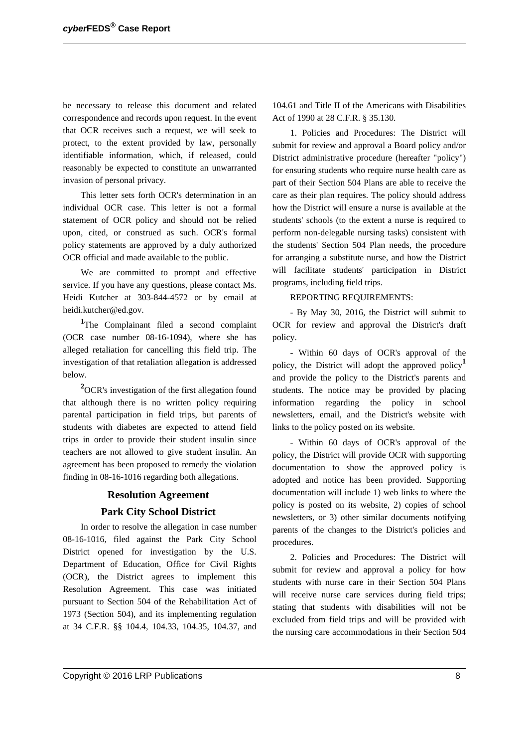be necessary to release this document and related correspondence and records upon request. In the event that OCR receives such a request, we will seek to protect, to the extent provided by law, personally identifiable information, which, if released, could reasonably be expected to constitute an unwarranted invasion of personal privacy.

This letter sets forth OCR's determination in an individual OCR case. This letter is not a formal statement of OCR policy and should not be relied upon, cited, or construed as such. OCR's formal policy statements are approved by a duly authorized OCR official and made available to the public.

We are committed to prompt and effective service. If you have any questions, please contact Ms. Heidi Kutcher at 303-844-4572 or by email at heidi.kutcher@ed.gov.

[1]The Complainant filed a second complaint (OCR case number 08-16-1094), where she has alleged retaliation for cancelling this field trip. The investigation of that retaliation allegation is addressed below.

[2]OCR's investigation of the first allegation found that although there is no written policy requiring parental participation in field trips, but parents of students with diabetes are expected to attend field trips in order to provide their student insulin since teachers are not allowed to give student insulin. An agreement has been proposed to remedy the violation finding in 08-16-1016 regarding both allegations.

## Resolution Agreement

## Park City School District

In order to resolve the allegation in case number 08-16-1016, filed against the Park City School District opened for investigation by the U.S. Department of Education, Office for Civil Rights (OCR), the District agrees to implement this Resolution Agreement. This case was initiated pursuant to Section 504 of the Rehabilitation Act of 1973 (Section 504), and its implementing regulation at 34 C.F.R. §§ 104.4, 104.33, 104.35, 104.37, and 104.61 and Title II of the Americans with Disabilities Act of 1990 at 28 C.F.R. § 35.130.

1. Policies and Procedures: The District will submit for review and approval a Board policy and/or District administrative procedure (hereafter "policy") for ensuring students who require nurse health care as part of their Section 504 Plans are able to receive the care as their plan requires. The policy should address how the District will ensure a nurse is available at the students' schools (to the extent a nurse is required to perform non-delegable nursing tasks) consistent with the students' Section 504 Plan needs, the procedure for arranging a substitute nurse, and how the District will facilitate students' participation in District programs, including field trips.

REPORTING REQUIREMENTS:

- By May 30, 2016, the District will submit to OCR for review and approval the District's draft policy.

- Within 60 days of OCR's approval of the policy, the District will adopt the approved policy[1] and provide the policy to the District's parents and students. The notice may be provided by placing information regarding the policy in school newsletters, email, and the District's website with links to the policy posted on its website.

- Within 60 days of OCR's approval of the policy, the District will provide OCR with supporting documentation to show the approved policy is adopted and notice has been provided. Supporting documentation will include 1) web links to where the policy is posted on its website, 2) copies of school newsletters, or 3) other similar documents notifying parents of the changes to the District's policies and procedures.

2. Policies and Procedures: The District will submit for review and approval a policy for how students with nurse care in their Section 504 Plans will receive nurse care services during field trips; stating that students with disabilities will not be excluded from field trips and will be provided with the nursing care accommodations in their Section 504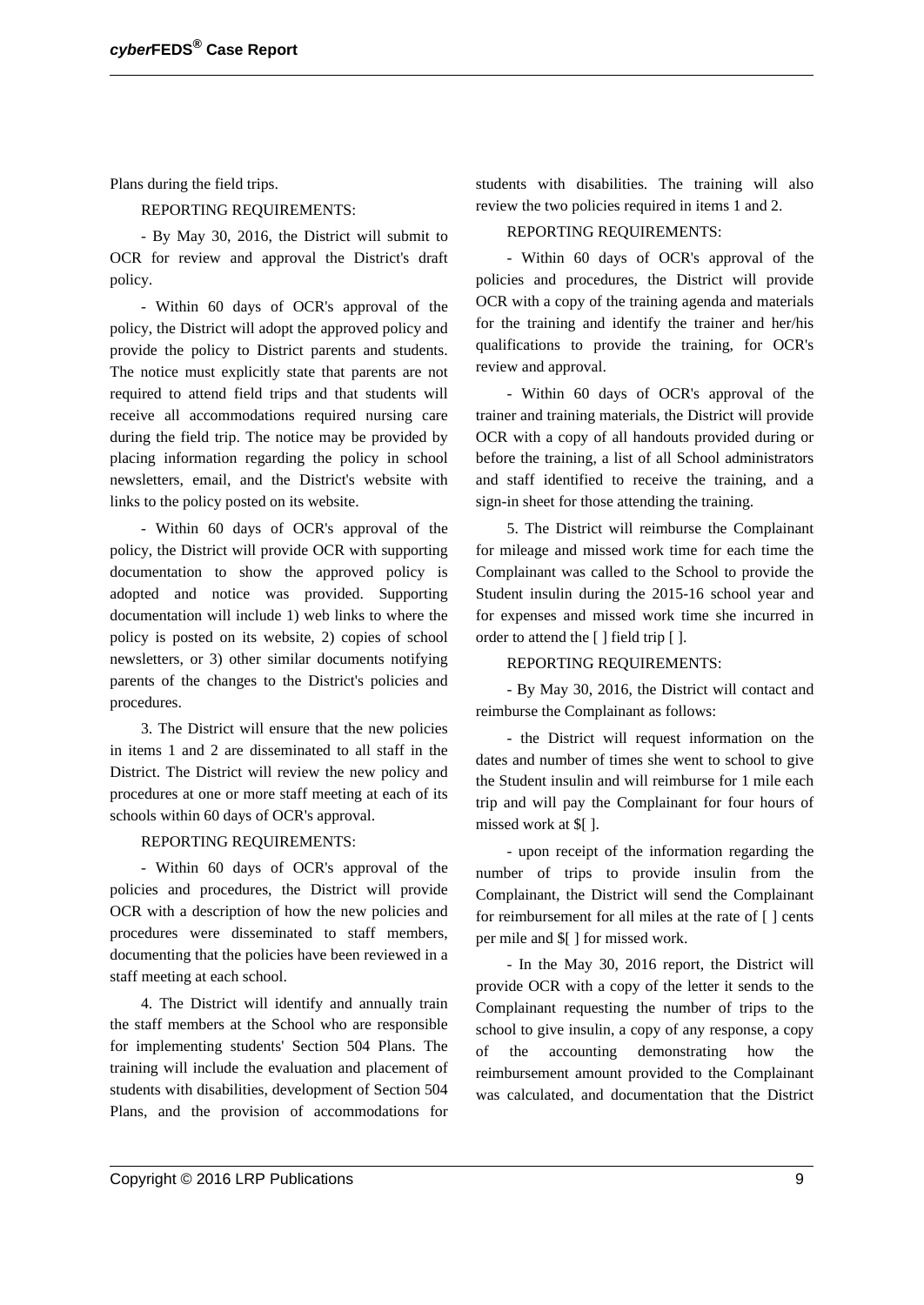Plans during the field trips.

REPORTING REQUIREMENTS:

- By May 30, 2016, the District will submit to OCR for review and approval the District's draft policy.

- Within 60 days of OCR's approval of the policy, the District will adopt the approved policy and provide the policy to District parents and students. The notice must explicitly state that parents are not required to attend field trips and that students will receive all accommodations required nursing care during the field trip. The notice may be provided by placing information regarding the policy in school newsletters, email, and the District's website with links to the policy posted on its website.

- Within 60 days of OCR's approval of the policy, the District will provide OCR with supporting documentation to show the approved policy is adopted and notice was provided. Supporting documentation will include 1) web links to where the policy is posted on its website, 2) copies of school newsletters, or 3) other similar documents notifying parents of the changes to the District's policies and procedures.

3. The District will ensure that the new policies in items 1 and 2 are disseminated to all staff in the District. The District will review the new policy and procedures at one or more staff meeting at each of its schools within 60 days of OCR's approval.

REPORTING REQUIREMENTS:

- Within 60 days of OCR's approval of the policies and procedures, the District will provide OCR with a description of how the new policies and procedures were disseminated to staff members, documenting that the policies have been reviewed in a staff meeting at each school.

4. The District will identify and annually train the staff members at the School who are responsible for implementing students' Section 504 Plans. The training will include the evaluation and placement of students with disabilities, development of Section 504 Plans, and the provision of accommodations for students with disabilities. The training will also review the two policies required in items 1 and 2.

REPORTING REQUIREMENTS:

- Within 60 days of OCR's approval of the policies and procedures, the District will provide OCR with a copy of the training agenda and materials for the training and identify the trainer and her/his qualifications to provide the training, for OCR's review and approval.

- Within 60 days of OCR's approval of the trainer and training materials, the District will provide OCR with a copy of all handouts provided during or before the training, a list of all School administrators and staff identified to receive the training, and a sign-in sheet for those attending the training.

5. The District will reimburse the Complainant for mileage and missed work time for each time the Complainant was called to the School to provide the Student insulin during the 2015-16 school year and for expenses and missed work time she incurred in order to attend the [ ] field trip [ ].

REPORTING REQUIREMENTS:

- By May 30, 2016, the District will contact and reimburse the Complainant as follows:

- the District will request information on the dates and number of times she went to school to give the Student insulin and will reimburse for 1 mile each trip and will pay the Complainant for four hours of missed work at $[ ].

- upon receipt of the information regarding the number of trips to provide insulin from the Complainant, the District will send the Complainant for reimbursement for all miles at the rate of [ ] cents per mile and $[ ] for missed work.

- In the May 30, 2016 report, the District will provide OCR with a copy of the letter it sends to the Complainant requesting the number of trips to the school to give insulin, a copy of any response, a copy of the accounting demonstrating how the reimbursement amount provided to the Complainant was calculated, and documentation that the District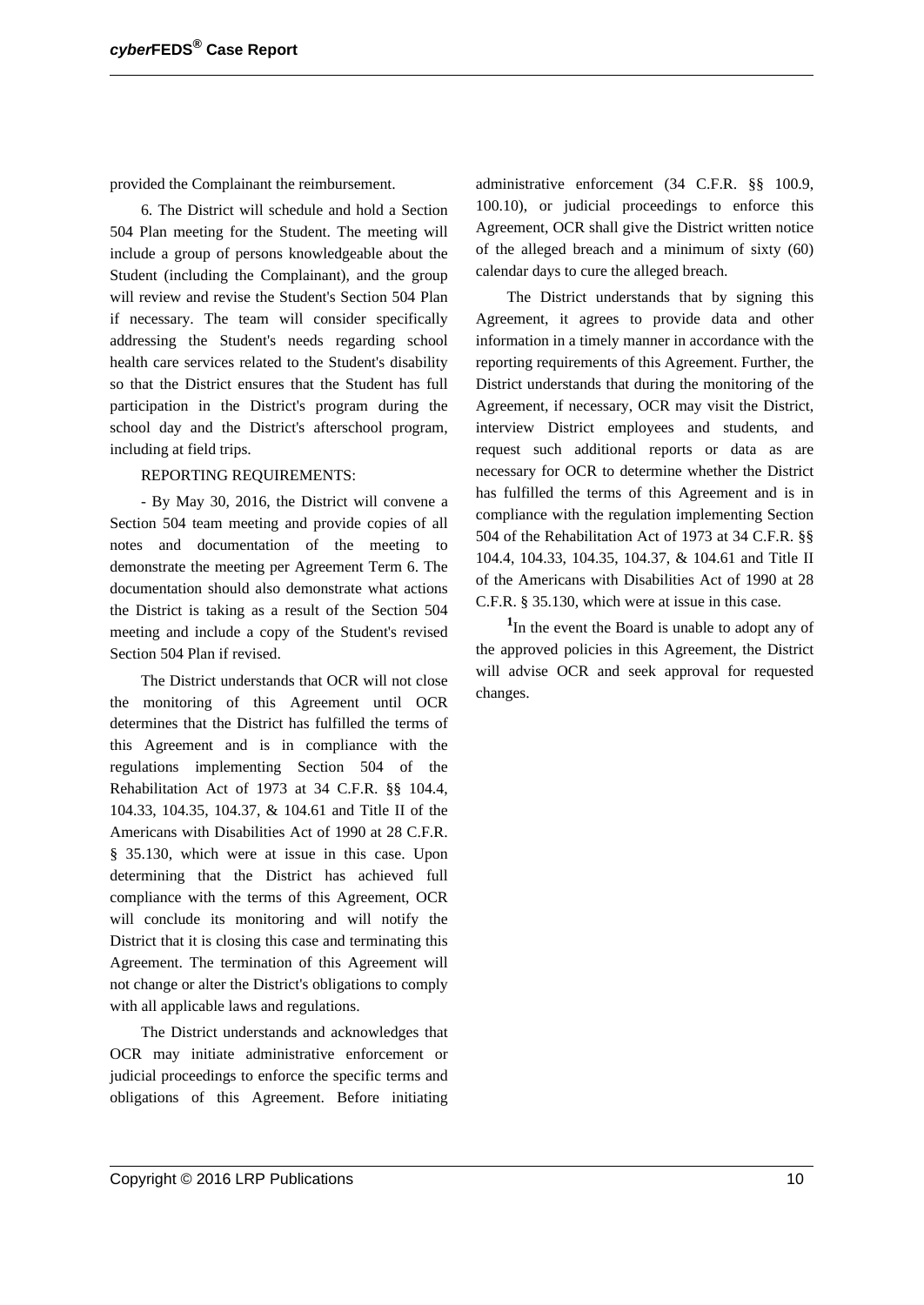provided the Complainant the reimbursement.

6. The District will schedule and hold a Section 504 Plan meeting for the Student. The meeting will include a group of persons knowledgeable about the Student (including the Complainant), and the group will review and revise the Student's Section 504 Plan if necessary. The team will consider specifically addressing the Student's needs regarding school health care services related to the Student's disability so that the District ensures that the Student has full participation in the District's program during the school day and the District's afterschool program, including at field trips.

REPORTING REQUIREMENTS:

- By May 30, 2016, the District will convene a Section 504 team meeting and provide copies of all notes and documentation of the meeting to demonstrate the meeting per Agreement Term 6. The documentation should also demonstrate what actions the District is taking as a result of the Section 504 meeting and include a copy of the Student's revised Section 504 Plan if revised.

The District understands that OCR will not close the monitoring of this Agreement until OCR determines that the District has fulfilled the terms of this Agreement and is in compliance with the regulations implementing Section 504 of the Rehabilitation Act of 1973 at 34 C.F.R. §§ 104.4, 104.33, 104.35, 104.37, & 104.61 and Title II of the Americans with Disabilities Act of 1990 at 28 C.F.R. § 35.130, which were at issue in this case. Upon determining that the District has achieved full compliance with the terms of this Agreement, OCR will conclude its monitoring and will notify the District that it is closing this case and terminating this Agreement. The termination of this Agreement will not change or alter the District's obligations to comply with all applicable laws and regulations.

The District understands and acknowledges that OCR may initiate administrative enforcement or judicial proceedings to enforce the specific terms and obligations of this Agreement. Before initiating administrative enforcement (34 C.F.R. §§ 100.9, 100.10), or judicial proceedings to enforce this Agreement, OCR shall give the District written notice of the alleged breach and a minimum of sixty (60) calendar days to cure the alleged breach.

The District understands that by signing this Agreement, it agrees to provide data and other information in a timely manner in accordance with the reporting requirements of this Agreement. Further, the District understands that during the monitoring of the Agreement, if necessary, OCR may visit the District, interview District employees and students, and request such additional reports or data as are necessary for OCR to determine whether the District has fulfilled the terms of this Agreement and is in compliance with the regulation implementing Section 504 of the Rehabilitation Act of 1973 at 34 C.F.R. §§ 104.4, 104.33, 104.35, 104.37, & 104.61 and Title II of the Americans with Disabilities Act of 1990 at 28 C.F.R. § 35.130, which were at issue in this case.

[1]In the event the Board is unable to adopt any of the approved policies in this Agreement, the District will advise OCR and seek approval for requested changes.